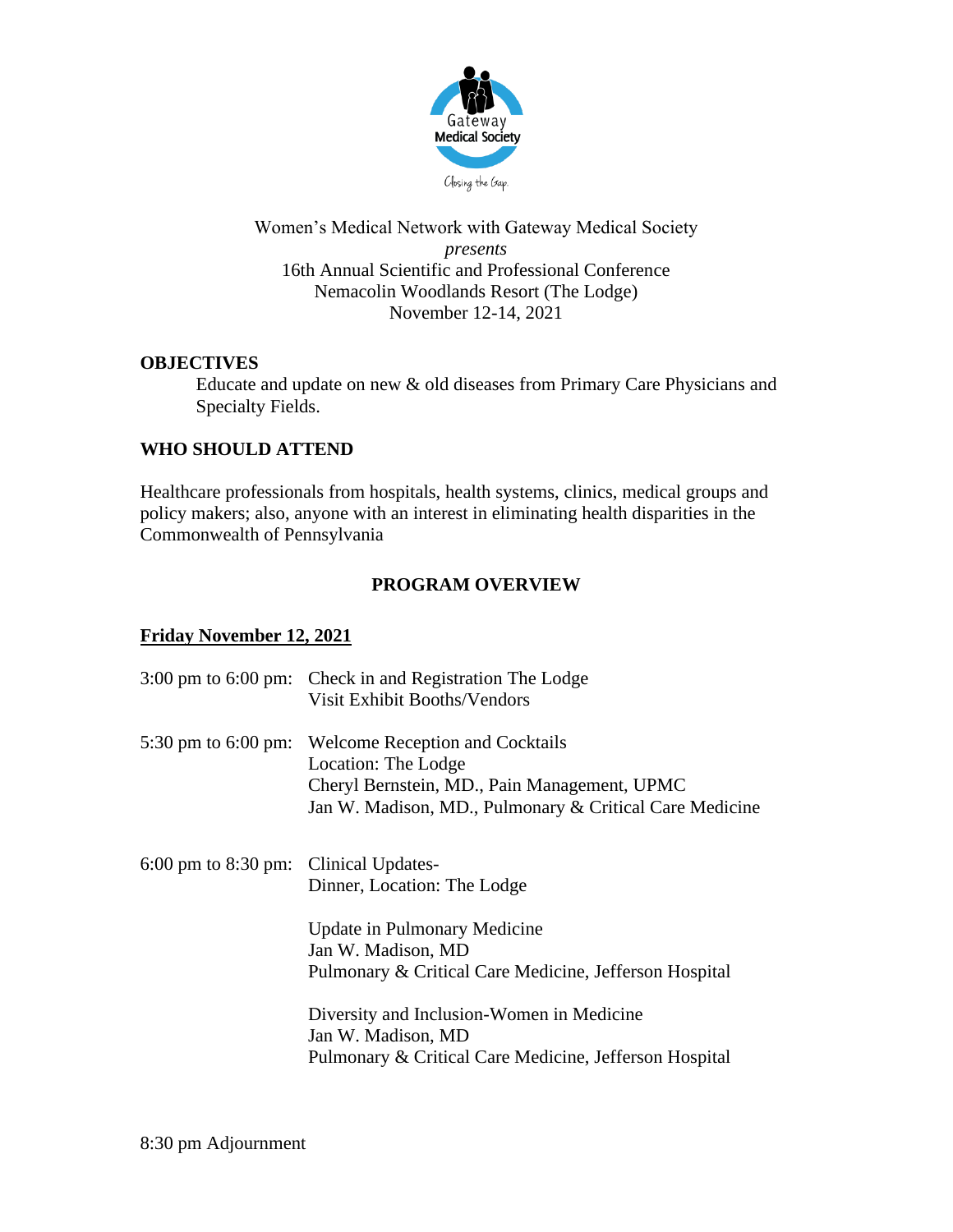Gateway Medical Society

Closing the Gap.

Women's Medical Network with Gateway Medical Society
*presents*
16th Annual Scientific and Professional Conference
Nemacolin Woodlands Resort (The Lodge)
November 12-14, 2021

## OBJECTIVES

Educate and update on new & old diseases from Primary Care Physicians and Specialty Fields.

## WHO SHOULD ATTEND

Healthcare professionals from hospitals, health systems, clinics, medical groups and policy makers; also, anyone with an interest in eliminating health disparities in the Commonwealth of Pennsylvania

## PROGRAM OVERVIEW

### Friday November 12, 2021

3:00 pm to 6:00 pm: Check in and Registration The Lodge
Visit Exhibit Booths/Vendors

5:30 pm to 6:00 pm: Welcome Reception and Cocktails
Location: The Lodge
Cheryl Bernstein, MD., Pain Management, UPMC
Jan W. Madison, MD., Pulmonary & Critical Care Medicine

6:00 pm to 8:30 pm: Clinical Updates-
Dinner, Location: The Lodge

Update in Pulmonary Medicine
Jan W. Madison, MD
Pulmonary & Critical Care Medicine, Jefferson Hospital

Diversity and Inclusion-Women in Medicine
Jan W. Madison, MD
Pulmonary & Critical Care Medicine, Jefferson Hospital

8:30 pm Adjournment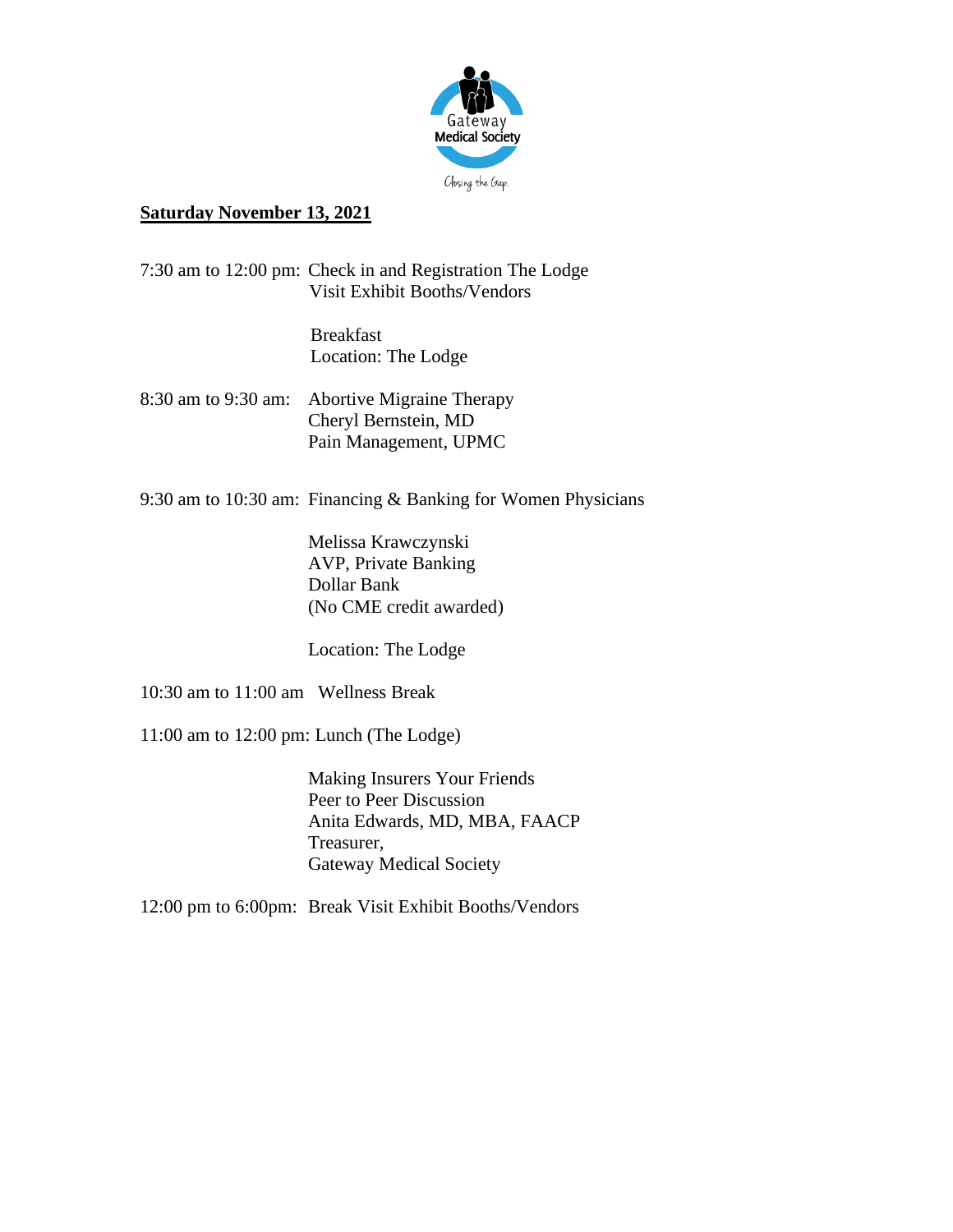Gateway Medical Society

Closing the Gap.

**Saturday November 13, 2021**

7:30 am to 12:00 pm: Check in and Registration The Lodge
Visit Exhibit Booths/Vendors

Breakfast
Location: The Lodge

8:30 am to 9:30 am: Abortive Migraine Therapy
Cheryl Bernstein, MD
Pain Management, UPMC

9:30 am to 10:30 am: Financing & Banking for Women Physicians

Melissa Krawczynski
AVP, Private Banking
Dollar Bank
(No CME credit awarded)

Location: The Lodge

10:30 am to 11:00 am Wellness Break

11:00 am to 12:00 pm: Lunch (The Lodge)

Making Insurers Your Friends
Peer to Peer Discussion
Anita Edwards, MD, MBA, FAACP
Treasurer,
Gateway Medical Society

12:00 pm to 6:00pm: Break Visit Exhibit Booths/Vendors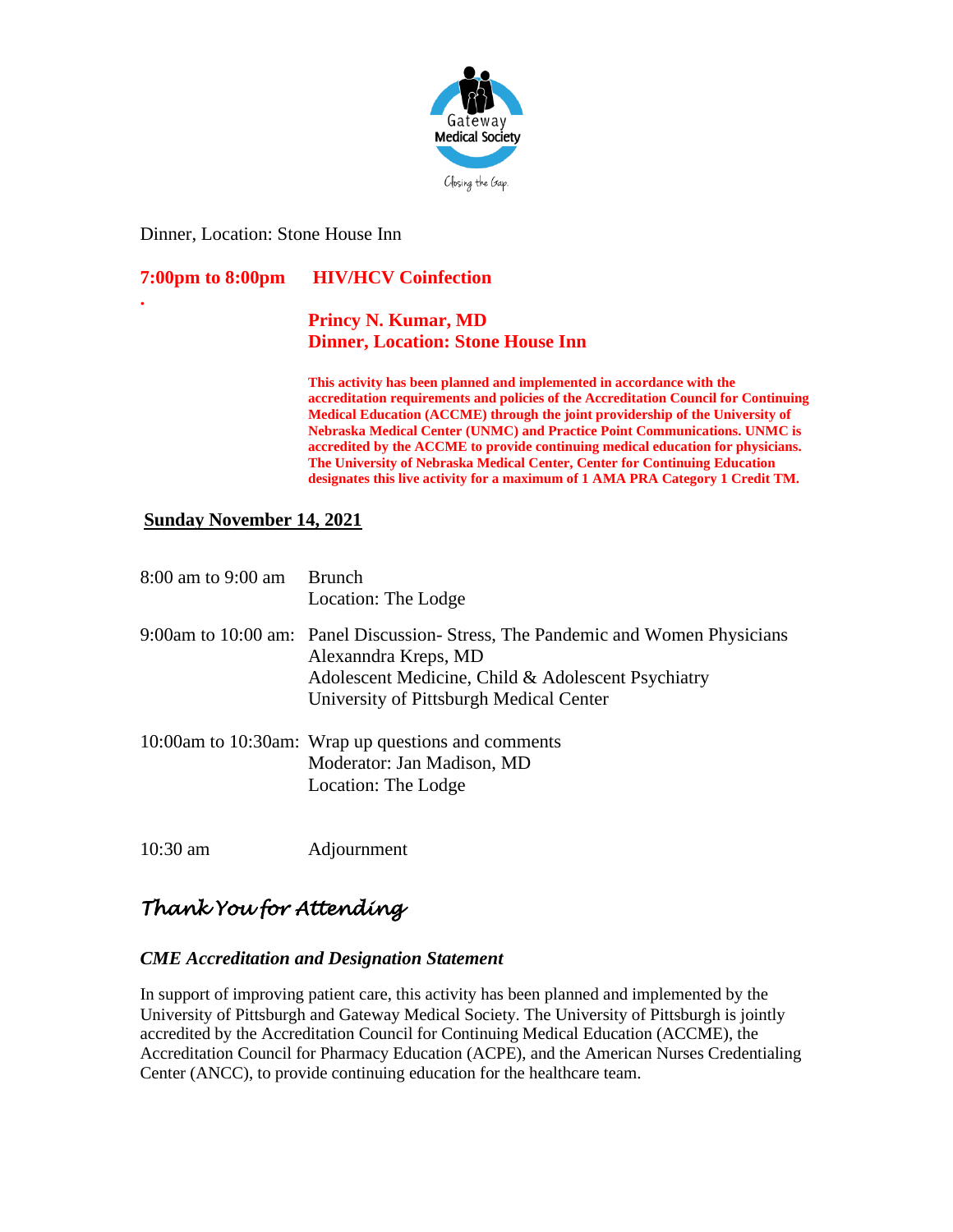Dinner, Location: Stone House Inn

**7:00pm to 8:00pm HIV/HCV Coinfection**

.

**Princy N. Kumar, MD**
**Dinner, Location: Stone House Inn**

**This activity has been planned and implemented in accordance with the accreditation requirements and policies of the Accreditation Council for Continuing Medical Education (ACCME) through the joint providership of the University of Nebraska Medical Center (UNMC) and Practice Point Communications. UNMC is accredited by the ACCME to provide continuing medical education for physicians. The University of Nebraska Medical Center, Center for Continuing Education designates this live activity for a maximum of 1 AMA PRA Category 1 Credit TM.**

**Sunday November 14, 2021**

8:00 am to 9:00 am Brunch
Location: The Lodge

9:00am to 10:00 am: Panel Discussion- Stress, The Pandemic and Women Physicians
Alexanndra Kreps, MD
Adolescent Medicine, Child & Adolescent Psychiatry
University of Pittsburgh Medical Center

10:00am to 10:30am: Wrap up questions and comments
Moderator: Jan Madison, MD
Location: The Lodge

10:30 am Adjournment

## *Thank You for Attending*

### *CME Accreditation and Designation Statement*

In support of improving patient care, this activity has been planned and implemented by the University of Pittsburgh and Gateway Medical Society. The University of Pittsburgh is jointly accredited by the Accreditation Council for Continuing Medical Education (ACCME), the Accreditation Council for Pharmacy Education (ACPE), and the American Nurses Credentialing Center (ANCC), to provide continuing education for the healthcare team.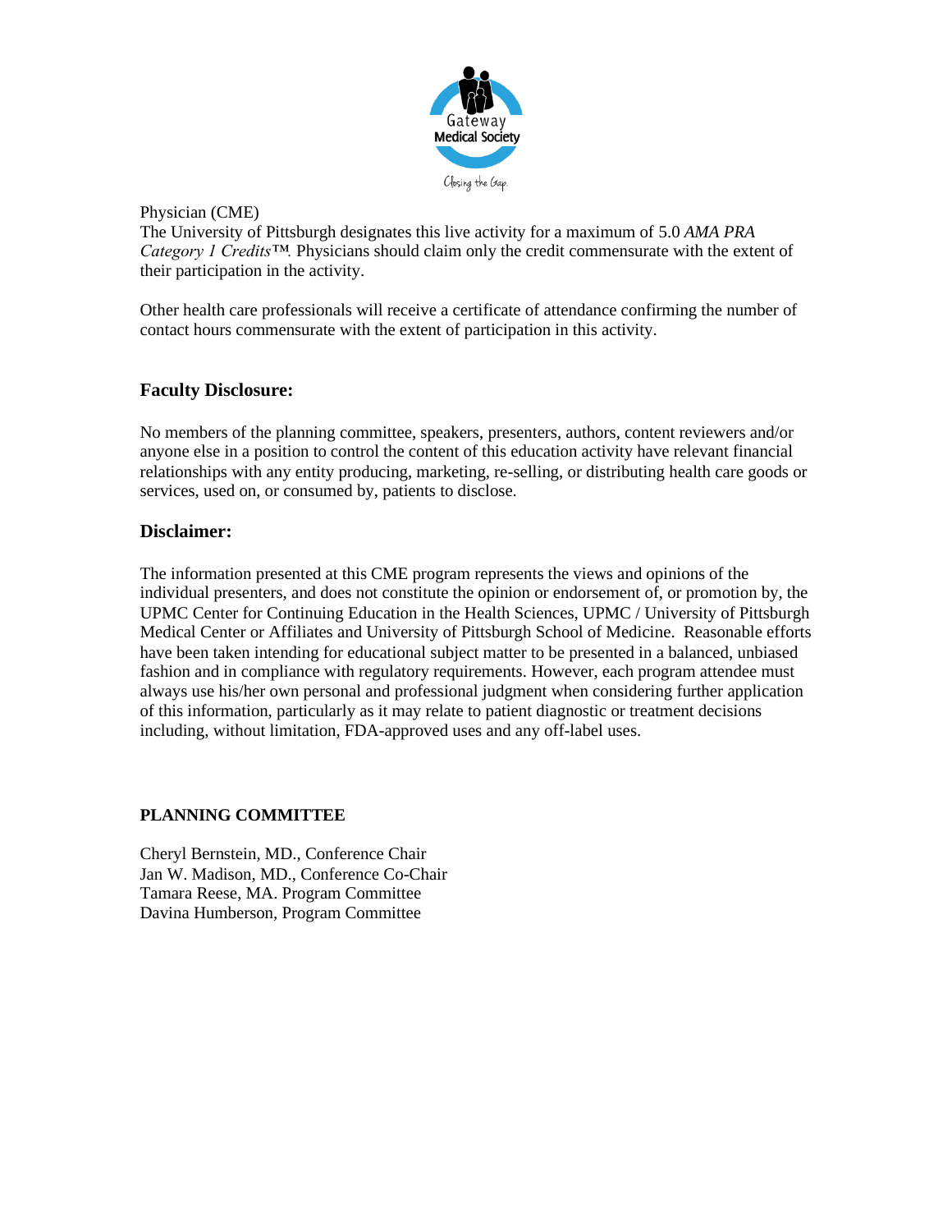Physician (CME)
The University of Pittsburgh designates this live activity for a maximum of 5.0 *AMA PRA Category 1 Credits™.* Physicians should claim only the credit commensurate with the extent of their participation in the activity.

Other health care professionals will receive a certificate of attendance confirming the number of contact hours commensurate with the extent of participation in this activity.

## Faculty Disclosure:

No members of the planning committee, speakers, presenters, authors, content reviewers and/or anyone else in a position to control the content of this education activity have relevant financial relationships with any entity producing, marketing, re-selling, or distributing health care goods or services, used on, or consumed by, patients to disclose.

## Disclaimer:

The information presented at this CME program represents the views and opinions of the individual presenters, and does not constitute the opinion or endorsement of, or promotion by, the UPMC Center for Continuing Education in the Health Sciences, UPMC / University of Pittsburgh Medical Center or Affiliates and University of Pittsburgh School of Medicine. Reasonable efforts have been taken intending for educational subject matter to be presented in a balanced, unbiased fashion and in compliance with regulatory requirements. However, each program attendee must always use his/her own personal and professional judgment when considering further application of this information, particularly as it may relate to patient diagnostic or treatment decisions including, without limitation, FDA-approved uses and any off-label uses.

**PLANNING COMMITTEE**

Cheryl Bernstein, MD., Conference Chair
Jan W. Madison, MD., Conference Co-Chair
Tamara Reese, MA. Program Committee
Davina Humberson, Program Committee